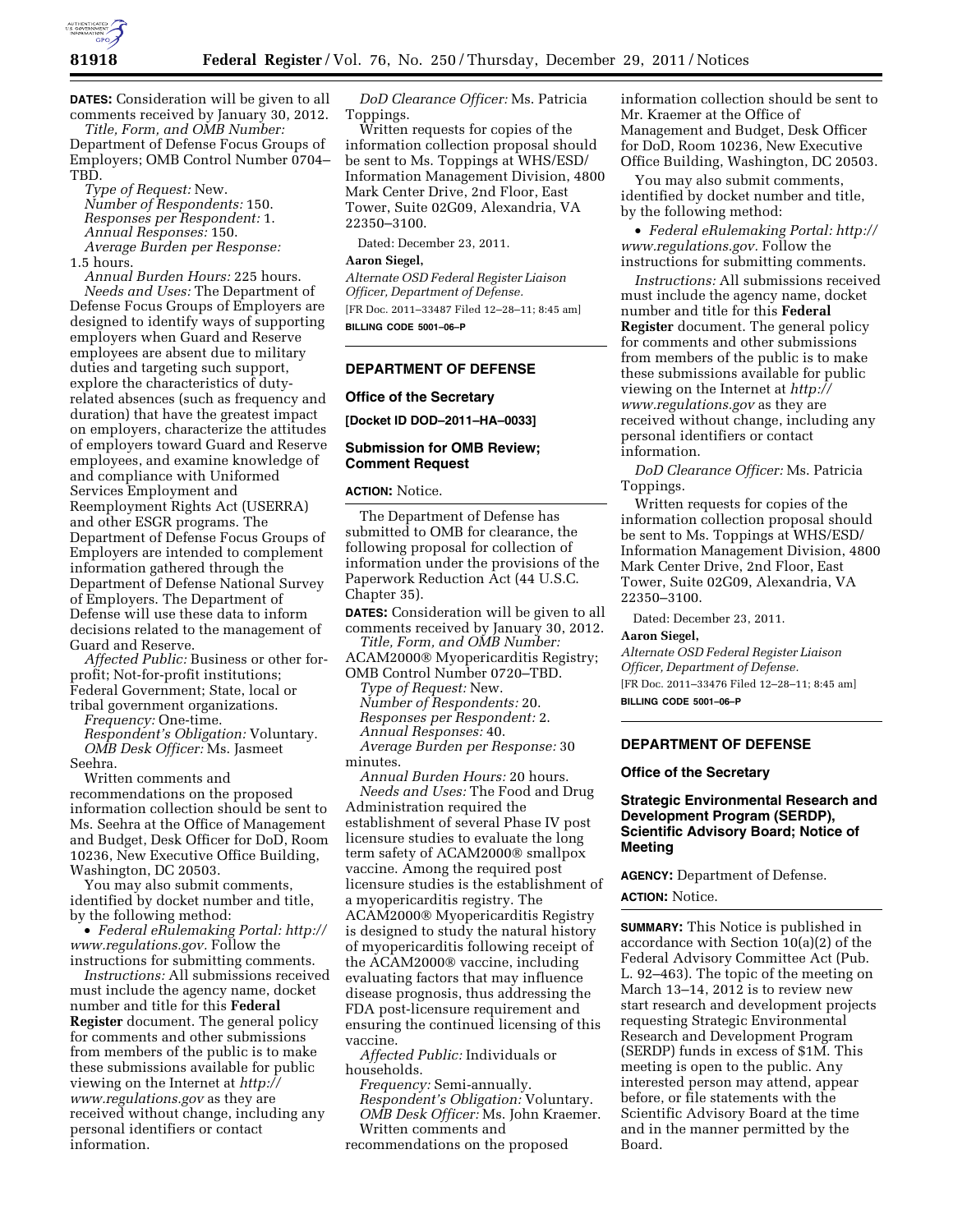**DATES:** Consideration will be given to all comments received by January 30, 2012.

*Title, Form, and OMB Number:* Department of Defense Focus Groups of Employers; OMB Control Number 0704–TBD.

*Type of Request:* New.

*Number of Respondents:* 150.

*Responses per Respondent:* 1.

*Annual Responses:* 150.

*Average Burden per Response:* 1.5 hours.

*Annual Burden Hours:* 225 hours.

*Needs and Uses:* The Department of Defense Focus Groups of Employers are designed to identify ways of supporting employers when Guard and Reserve employees are absent due to military duties and targeting such support, explore the characteristics of duty-related absences (such as frequency and duration) that have the greatest impact on employers, characterize the attitudes of employers toward Guard and Reserve employees, and examine knowledge of and compliance with Uniformed Services Employment and Reemployment Rights Act (USERRA) and other ESGR programs. The Department of Defense Focus Groups of Employers are intended to complement information gathered through the Department of Defense National Survey of Employers. The Department of Defense will use these data to inform decisions related to the management of Guard and Reserve.

*Affected Public:* Business or other for-profit; Not-for-profit institutions; Federal Government; State, local or tribal government organizations.

*Frequency:* One-time.

*Respondent's Obligation:* Voluntary.

*OMB Desk Officer:* Ms. Jasmeet Seehra.

Written comments and recommendations on the proposed information collection should be sent to Ms. Seehra at the Office of Management and Budget, Desk Officer for DoD, Room 10236, New Executive Office Building, Washington, DC 20503.

You may also submit comments, identified by docket number and title, by the following method:

- *Federal eRulemaking Portal: http://www.regulations.gov.* Follow the instructions for submitting comments.

*Instructions:* All submissions received must include the agency name, docket number and title for this **Federal Register** document. The general policy for comments and other submissions from members of the public is to make these submissions available for public viewing on the Internet at *http://www.regulations.gov* as they are received without change, including any personal identifiers or contact information.

*DoD Clearance Officer:* Ms. Patricia Toppings.

Written requests for copies of the information collection proposal should be sent to Ms. Toppings at WHS/ESD/Information Management Division, 4800 Mark Center Drive, 2nd Floor, East Tower, Suite 02G09, Alexandria, VA 22350–3100.

Dated: December 23, 2011.

**Aaron Siegel,**

*Alternate OSD Federal Register Liaison Officer, Department of Defense.*

[FR Doc. 2011–33487 Filed 12–28–11; 8:45 am]

**BILLING CODE 5001–06–P**

## DEPARTMENT OF DEFENSE

### Office of the Secretary

**[Docket ID DOD–2011–HA–0033]**

### Submission for OMB Review; Comment Request

**ACTION:** Notice.

The Department of Defense has submitted to OMB for clearance, the following proposal for collection of information under the provisions of the Paperwork Reduction Act (44 U.S.C. Chapter 35).

**DATES:** Consideration will be given to all comments received by January 30, 2012.

*Title, Form, and OMB Number:* ACAM2000® Myopericarditis Registry; OMB Control Number 0720–TBD.

*Type of Request:* New.

*Number of Respondents:* 20.

*Responses per Respondent:* 2.

*Annual Responses:* 40.

*Average Burden per Response:* 30 minutes.

*Annual Burden Hours:* 20 hours.

*Needs and Uses:* The Food and Drug Administration required the establishment of several Phase IV post licensure studies to evaluate the long term safety of ACAM2000® smallpox vaccine. Among the required post licensure studies is the establishment of a myopericarditis registry. The ACAM2000® Myopericarditis Registry is designed to study the natural history of myopericarditis following receipt of the ACAM2000® vaccine, including evaluating factors that may influence disease prognosis, thus addressing the FDA post-licensure requirement and ensuring the continued licensing of this vaccine.

*Affected Public:* Individuals or households.

*Frequency:* Semi-annually.

*Respondent's Obligation:* Voluntary.

*OMB Desk Officer:* Ms. John Kraemer.

Written comments and recommendations on the proposed information collection should be sent to Mr. Kraemer at the Office of Management and Budget, Desk Officer for DoD, Room 10236, New Executive Office Building, Washington, DC 20503.

You may also submit comments, identified by docket number and title, by the following method:

- *Federal eRulemaking Portal: http://www.regulations.gov.* Follow the instructions for submitting comments.

*Instructions:* All submissions received must include the agency name, docket number and title for this **Federal Register** document. The general policy for comments and other submissions from members of the public is to make these submissions available for public viewing on the Internet at *http://www.regulations.gov* as they are received without change, including any personal identifiers or contact information.

*DoD Clearance Officer:* Ms. Patricia Toppings.

Written requests for copies of the information collection proposal should be sent to Ms. Toppings at WHS/ESD/Information Management Division, 4800 Mark Center Drive, 2nd Floor, East Tower, Suite 02G09, Alexandria, VA 22350–3100.

Dated: December 23, 2011.

**Aaron Siegel,**

*Alternate OSD Federal Register Liaison Officer, Department of Defense.*

[FR Doc. 2011–33476 Filed 12–28–11; 8:45 am]

**BILLING CODE 5001–06–P**

## DEPARTMENT OF DEFENSE

### Office of the Secretary

### Strategic Environmental Research and Development Program (SERDP), Scientific Advisory Board; Notice of Meeting

**AGENCY:** Department of Defense.

**ACTION:** Notice.

**SUMMARY:** This Notice is published in accordance with Section 10(a)(2) of the Federal Advisory Committee Act (Pub. L. 92–463). The topic of the meeting on March 13–14, 2012 is to review new start research and development projects requesting Strategic Environmental Research and Development Program (SERDP) funds in excess of $1M. This meeting is open to the public. Any interested person may attend, appear before, or file statements with the Scientific Advisory Board at the time and in the manner permitted by the Board.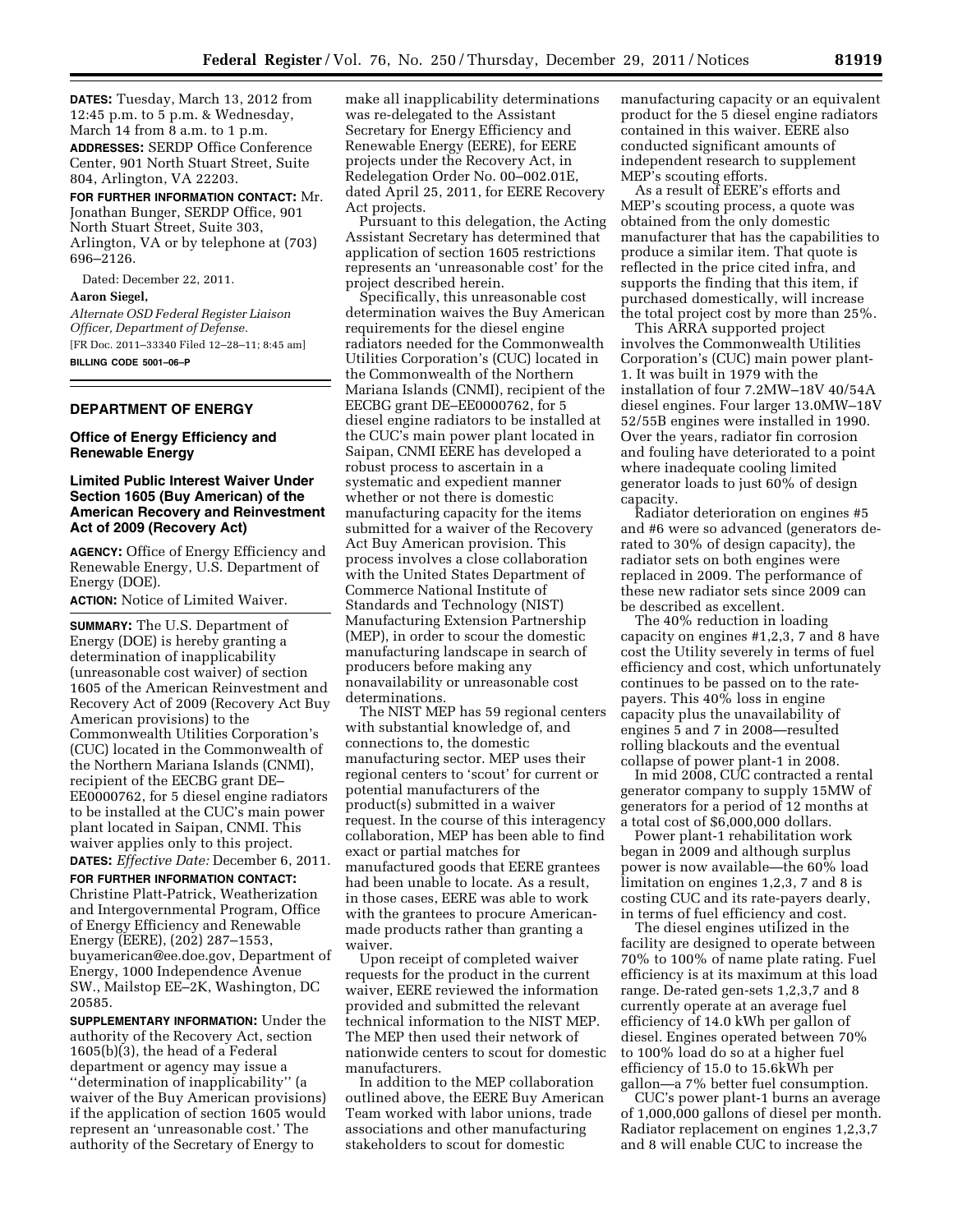**DATES:** Tuesday, March 13, 2012 from 12:45 p.m. to 5 p.m. & Wednesday, March 14 from 8 a.m. to 1 p.m.

**ADDRESSES:** SERDP Office Conference Center, 901 North Stuart Street, Suite 804, Arlington, VA 22203.

**FOR FURTHER INFORMATION CONTACT:** Mr. Jonathan Bunger, SERDP Office, 901 North Stuart Street, Suite 303, Arlington, VA or by telephone at (703) 696–2126.

Dated: December 22, 2011.

**Aaron Siegel,**

*Alternate OSD Federal Register Liaison Officer, Department of Defense.*

[FR Doc. 2011–33340 Filed 12–28–11; 8:45 am]

**BILLING CODE 5001–06–P**

---

## DEPARTMENT OF ENERGY

### Office of Energy Efficiency and Renewable Energy

### Limited Public Interest Waiver Under Section 1605 (Buy American) of the American Recovery and Reinvestment Act of 2009 (Recovery Act)

**AGENCY:** Office of Energy Efficiency and Renewable Energy, U.S. Department of Energy (DOE).

**ACTION:** Notice of Limited Waiver.

**SUMMARY:** The U.S. Department of Energy (DOE) is hereby granting a determination of inapplicability (unreasonable cost waiver) of section 1605 of the American Reinvestment and Recovery Act of 2009 (Recovery Act Buy American provisions) to the Commonwealth Utilities Corporation's (CUC) located in the Commonwealth of the Northern Mariana Islands (CNMI), recipient of the EECBG grant DE–EE0000762, for 5 diesel engine radiators to be installed at the CUC's main power plant located in Saipan, CNMI. This waiver applies only to this project.

**DATES:** *Effective Date:* December 6, 2011.

**FOR FURTHER INFORMATION CONTACT:** Christine Platt-Patrick, Weatherization and Intergovernmental Program, Office of Energy Efficiency and Renewable Energy (EERE), (202) 287–1553, buyamerican@ee.doe.gov, Department of Energy, 1000 Independence Avenue SW., Mailstop EE–2K, Washington, DC 20585.

**SUPPLEMENTARY INFORMATION:** Under the authority of the Recovery Act, section 1605(b)(3), the head of a Federal department or agency may issue a ''determination of inapplicability'' (a waiver of the Buy American provisions) if the application of section 1605 would represent an 'unreasonable cost.' The authority of the Secretary of Energy to make all inapplicability determinations was re-delegated to the Assistant Secretary for Energy Efficiency and Renewable Energy (EERE), for EERE projects under the Recovery Act, in Redelegation Order No. 00–002.01E, dated April 25, 2011, for EERE Recovery Act projects.

Pursuant to this delegation, the Acting Assistant Secretary has determined that application of section 1605 restrictions represents an 'unreasonable cost' for the project described herein.

Specifically, this unreasonable cost determination waives the Buy American requirements for the diesel engine radiators needed for the Commonwealth Utilities Corporation's (CUC) located in the Commonwealth of the Northern Mariana Islands (CNMI), recipient of the EECBG grant DE–EE0000762, for 5 diesel engine radiators to be installed at the CUC's main power plant located in Saipan, CNMI EERE has developed a robust process to ascertain in a systematic and expedient manner whether or not there is domestic manufacturing capacity for the items submitted for a waiver of the Recovery Act Buy American provision. This process involves a close collaboration with the United States Department of Commerce National Institute of Standards and Technology (NIST) Manufacturing Extension Partnership (MEP), in order to scour the domestic manufacturing landscape in search of producers before making any nonavailability or unreasonable cost determinations.

The NIST MEP has 59 regional centers with substantial knowledge of, and connections to, the domestic manufacturing sector. MEP uses their regional centers to 'scout' for current or potential manufacturers of the product(s) submitted in a waiver request. In the course of this interagency collaboration, MEP has been able to find exact or partial matches for manufactured goods that EERE grantees had been unable to locate. As a result, in those cases, EERE was able to work with the grantees to procure American-made products rather than granting a waiver.

Upon receipt of completed waiver requests for the product in the current waiver, EERE reviewed the information provided and submitted the relevant technical information to the NIST MEP. The MEP then used their network of nationwide centers to scout for domestic manufacturers.

In addition to the MEP collaboration outlined above, the EERE Buy American Team worked with labor unions, trade associations and other manufacturing stakeholders to scout for domestic manufacturing capacity or an equivalent product for the 5 diesel engine radiators contained in this waiver. EERE also conducted significant amounts of independent research to supplement MEP's scouting efforts.

As a result of EERE's efforts and MEP's scouting process, a quote was obtained from the only domestic manufacturer that has the capabilities to produce a similar item. That quote is reflected in the price cited infra, and supports the finding that this item, if purchased domestically, will increase the total project cost by more than 25%.

This ARRA supported project involves the Commonwealth Utilities Corporation's (CUC) main power plant-1. It was built in 1979 with the installation of four 7.2MW–18V 40/54A diesel engines. Four larger 13.0MW–18V 52/55B engines were installed in 1990. Over the years, radiator fin corrosion and fouling have deteriorated to a point where inadequate cooling limited generator loads to just 60% of design capacity.

Radiator deterioration on engines #5 and #6 were so advanced (generators de-rated to 30% of design capacity), the radiator sets on both engines were replaced in 2009. The performance of these new radiator sets since 2009 can be described as excellent.

The 40% reduction in loading capacity on engines #1,2,3, 7 and 8 have cost the Utility severely in terms of fuel efficiency and cost, which unfortunately continues to be passed on to the rate-payers. This 40% loss in engine capacity plus the unavailability of engines 5 and 7 in 2008—resulted rolling blackouts and the eventual collapse of power plant-1 in 2008.

In mid 2008, CUC contracted a rental generator company to supply 15MW of generators for a period of 12 months at a total cost of $6,000,000 dollars.

Power plant-1 rehabilitation work began in 2009 and although surplus power is now available—the 60% load limitation on engines 1,2,3, 7 and 8 is costing CUC and its rate-payers dearly, in terms of fuel efficiency and cost.

The diesel engines utilized in the facility are designed to operate between 70% to 100% of name plate rating. Fuel efficiency is at its maximum at this load range. De-rated gen-sets 1,2,3,7 and 8 currently operate at an average fuel efficiency of 14.0 kWh per gallon of diesel. Engines operated between 70% to 100% load do so at a higher fuel efficiency of 15.0 to 15.6kWh per gallon—a 7% better fuel consumption.

CUC's power plant-1 burns an average of 1,000,000 gallons of diesel per month. Radiator replacement on engines 1,2,3,7 and 8 will enable CUC to increase the